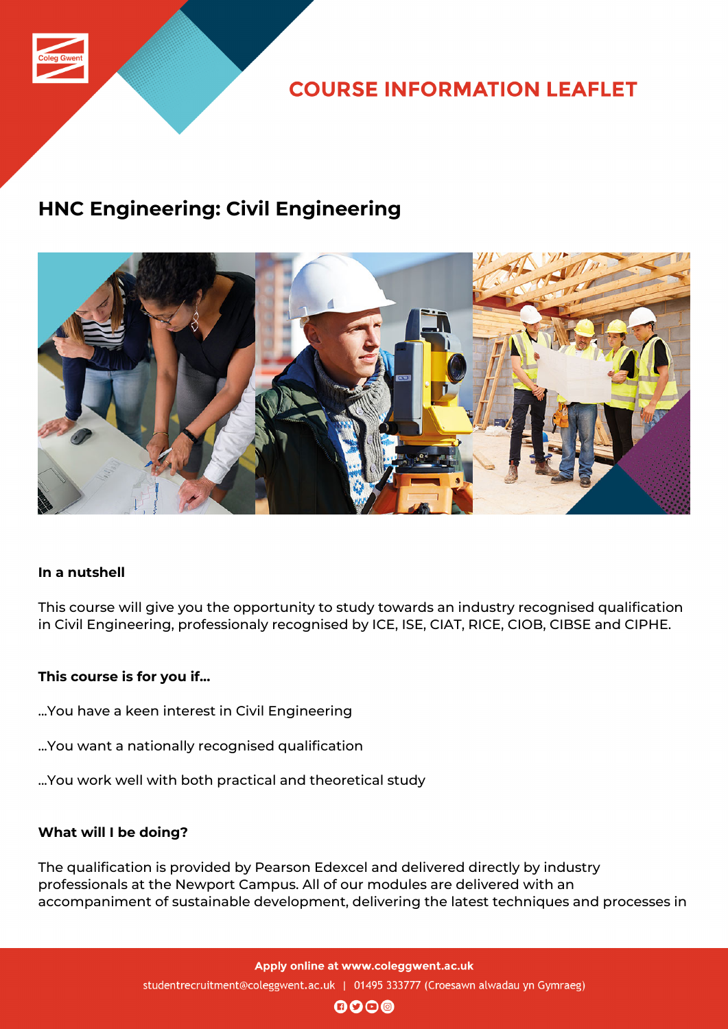# COURSE INFORMATION LEAFLET

## HNC Engineering: Civil Engineering

**In a nutshell**

This course will give you the opportunity to study towards an industry recognised qualification in Civil Engineering, professionaly recognised by ICE, ISE, CIAT, RICE, CIOB, CIBSE and CIPHE.

**This course is for you if...**

...You have a keen interest in Civil Engineering

...You want a nationally recognised qualification

...You work well with both practical and theoretical study

**What will I be doing?**

The qualification is provided by Pearson Edexcel and delivered directly by industry professionals at the Newport Campus. All of our modules are delivered with an accompaniment of sustainable development, delivering the latest techniques and processes in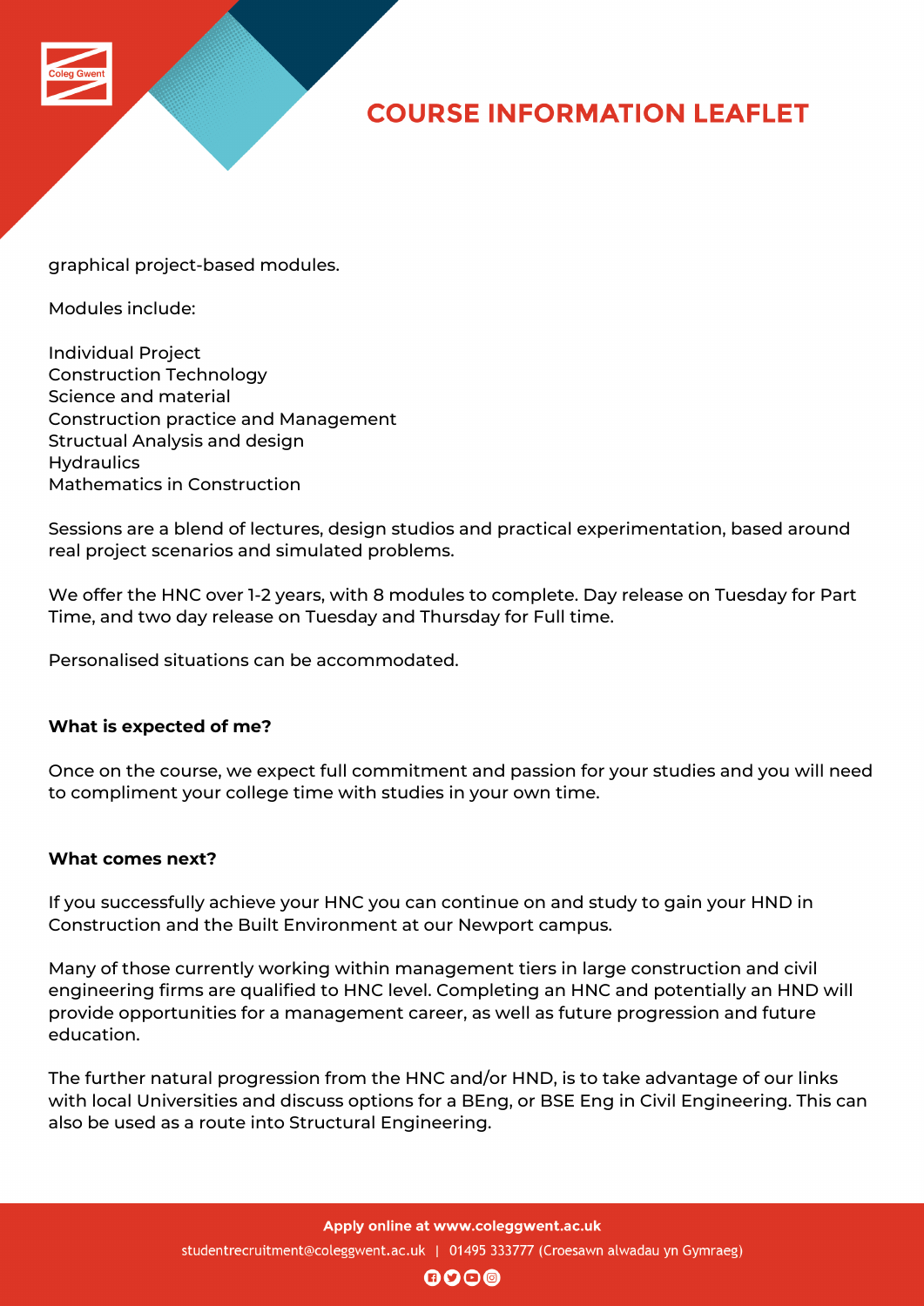graphical project-based modules.

Modules include:

Individual Project
Construction Technology
Science and material
Construction practice and Management
Structual Analysis and design
Hydraulics
Mathematics in Construction

Sessions are a blend of lectures, design studios and practical experimentation, based around real project scenarios and simulated problems.

We offer the HNC over 1-2 years, with 8 modules to complete. Day release on Tuesday for Part Time, and two day release on Tuesday and Thursday for Full time.

Personalised situations can be accommodated.

**What is expected of me?**

Once on the course, we expect full commitment and passion for your studies and you will need to compliment your college time with studies in your own time.

**What comes next?**

If you successfully achieve your HNC you can continue on and study to gain your HND in Construction and the Built Environment at our Newport campus.

Many of those currently working within management tiers in large construction and civil engineering firms are qualified to HNC level. Completing an HNC and potentially an HND will provide opportunities for a management career, as well as future progression and future education.

The further natural progression from the HNC and/or HND, is to take advantage of our links with local Universities and discuss options for a BEng, or BSE Eng in Civil Engineering. This can also be used as a route into Structural Engineering.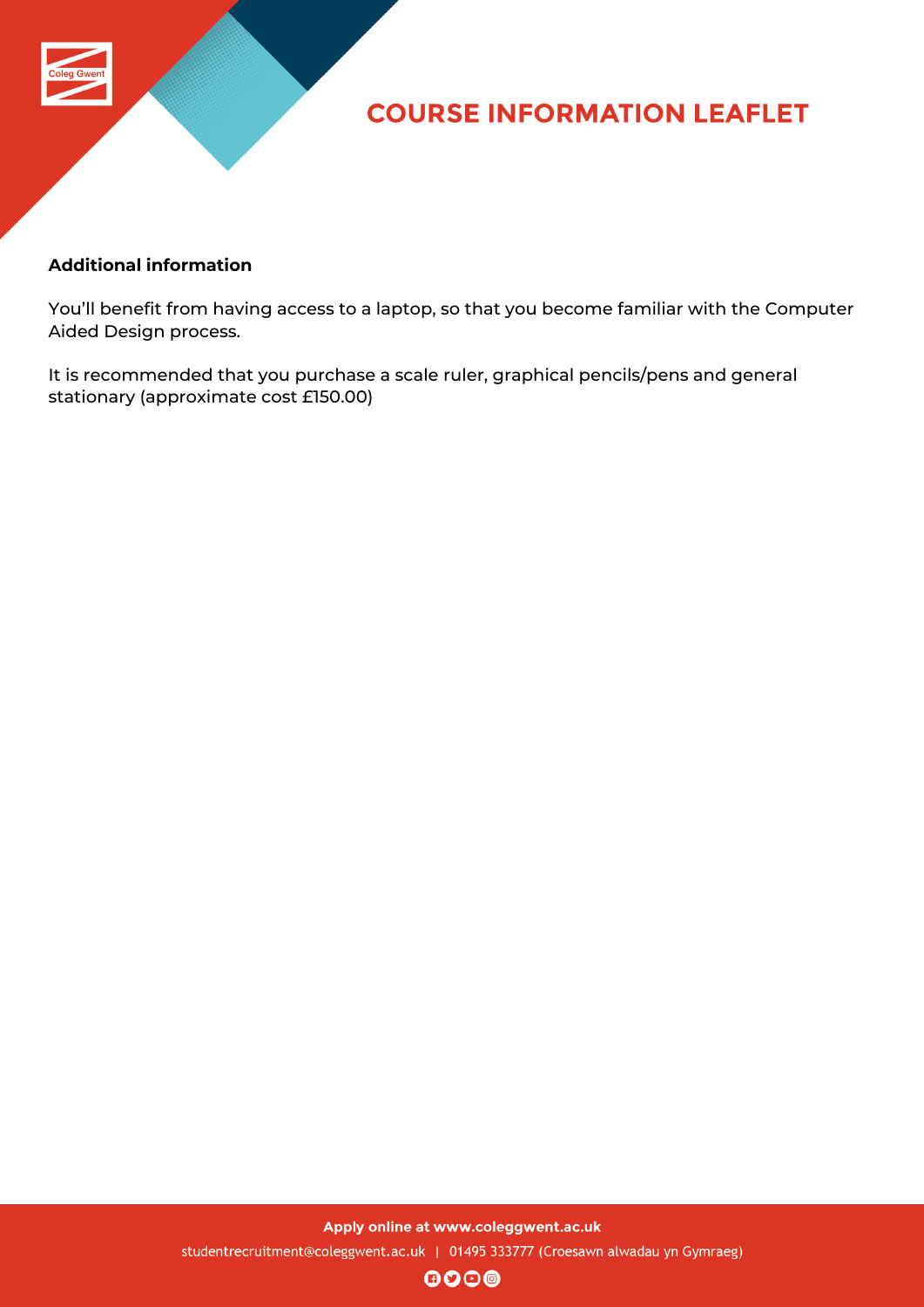## COURSE INFORMATION LEAFLET

**Additional information**

You'll benefit from having access to a laptop, so that you become familiar with the Computer Aided Design process.

It is recommended that you purchase a scale ruler, graphical pencils/pens and general stationary (approximate cost £150.00)

**Apply online at www.coleggwent.ac.uk**

studentrecruitment@coleggwent.ac.uk | 01495 333777 (Croesawn alwadau yn Gymraeg)